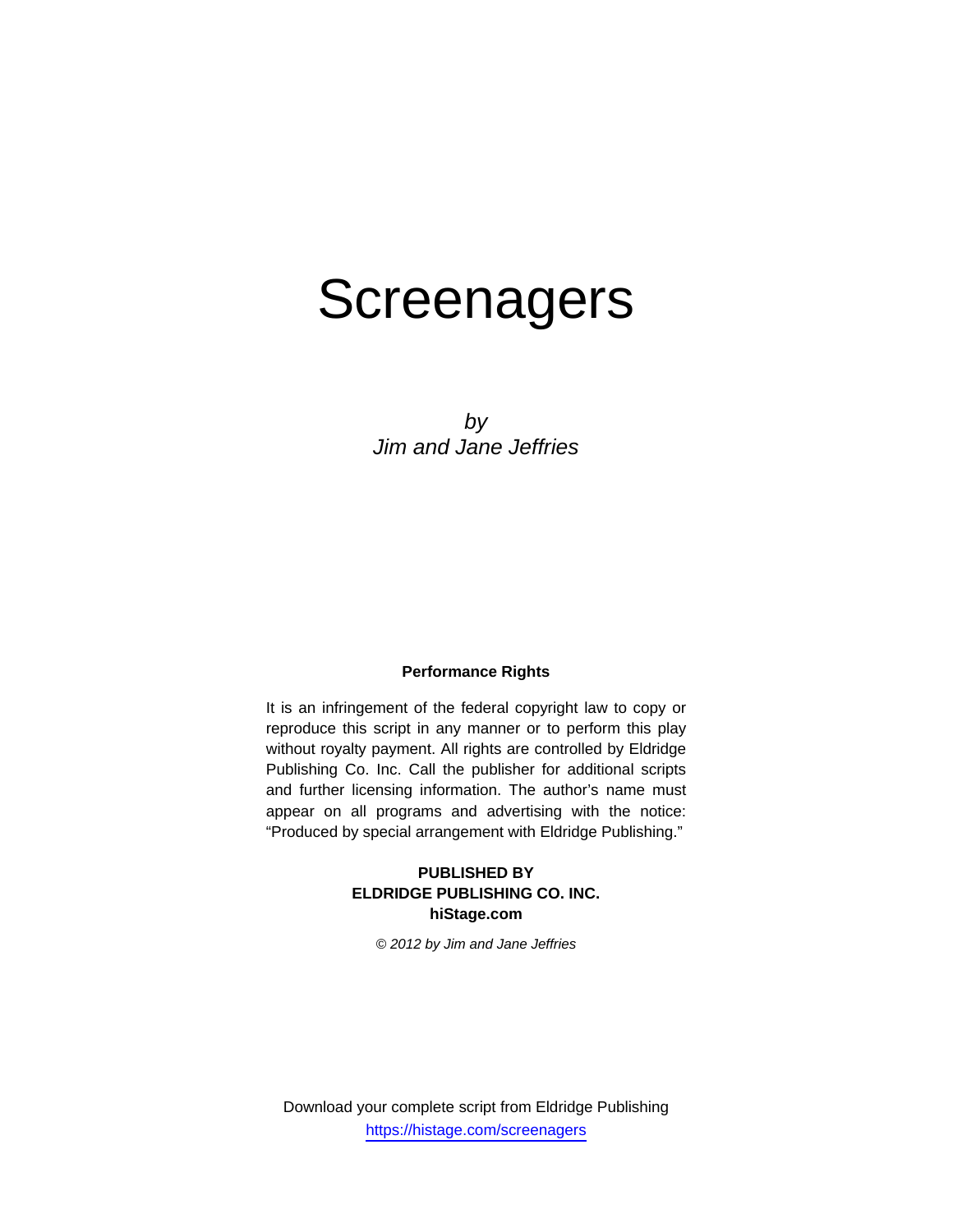# Screenagers

*by*
*Jim and Jane Jeffries*

**Performance Rights**

It is an infringement of the federal copyright law to copy or reproduce this script in any manner or to perform this play without royalty payment. All rights are controlled by Eldridge Publishing Co. Inc. Call the publisher for additional scripts and further licensing information. The author's name must appear on all programs and advertising with the notice: "Produced by special arrangement with Eldridge Publishing."

**PUBLISHED BY**
**ELDRIDGE PUBLISHING CO. INC.**
**hiStage.com**

*© 2012 by Jim and Jane Jeffries*

Download your complete script from Eldridge Publishing
https://histage.com/screenagers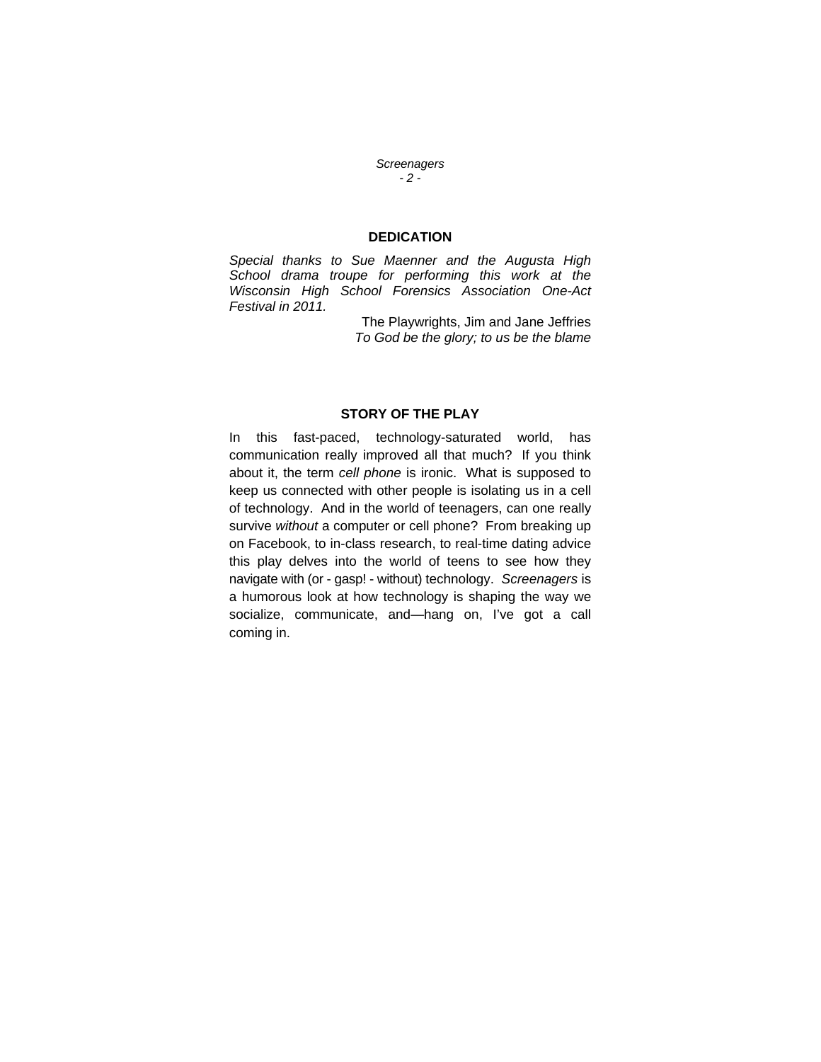## DEDICATION

*Special thanks to Sue Maenner and the Augusta High School drama troupe for performing this work at the Wisconsin High School Forensics Association One-Act Festival in 2011.*

The Playwrights, Jim and Jane Jeffries
*To God be the glory; to us be the blame*

## STORY OF THE PLAY

In this fast-paced, technology-saturated world, has communication really improved all that much? If you think about it, the term *cell phone* is ironic. What is supposed to keep us connected with other people is isolating us in a cell of technology. And in the world of teenagers, can one really survive *without* a computer or cell phone? From breaking up on Facebook, to in-class research, to real-time dating advice this play delves into the world of teens to see how they navigate with (or - gasp! - without) technology. *Screenagers* is a humorous look at how technology is shaping the way we socialize, communicate, and—hang on, I've got a call coming in.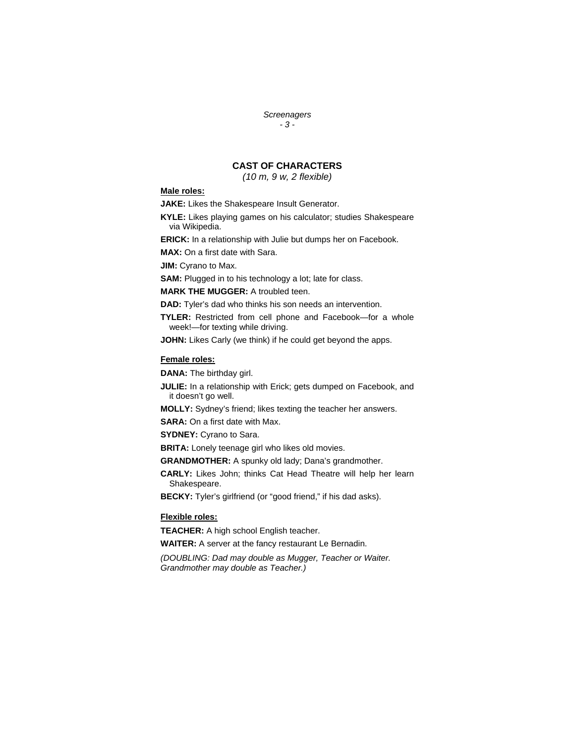# CAST OF CHARACTERS

*(10 m, 9 w, 2 flexible)*

**Male roles:**

**JAKE:** Likes the Shakespeare Insult Generator.

**KYLE:** Likes playing games on his calculator; studies Shakespeare via Wikipedia.

**ERICK:** In a relationship with Julie but dumps her on Facebook.

**MAX:** On a first date with Sara.

**JIM:** Cyrano to Max.

**SAM:** Plugged in to his technology a lot; late for class.

**MARK THE MUGGER:** A troubled teen.

**DAD:** Tyler's dad who thinks his son needs an intervention.

**TYLER:** Restricted from cell phone and Facebook—for a whole week!—for texting while driving.

**JOHN:** Likes Carly (we think) if he could get beyond the apps.

**Female roles:**

**DANA:** The birthday girl.

**JULIE:** In a relationship with Erick; gets dumped on Facebook, and it doesn't go well.

**MOLLY:** Sydney's friend; likes texting the teacher her answers.

**SARA:** On a first date with Max.

**SYDNEY:** Cyrano to Sara.

**BRITA:** Lonely teenage girl who likes old movies.

**GRANDMOTHER:** A spunky old lady; Dana's grandmother.

**CARLY:** Likes John; thinks Cat Head Theatre will help her learn Shakespeare.

**BECKY:** Tyler's girlfriend (or "good friend," if his dad asks).

**Flexible roles:**

**TEACHER:** A high school English teacher.

**WAITER:** A server at the fancy restaurant Le Bernadin.

*(DOUBLING: Dad may double as Mugger, Teacher or Waiter. Grandmother may double as Teacher.)*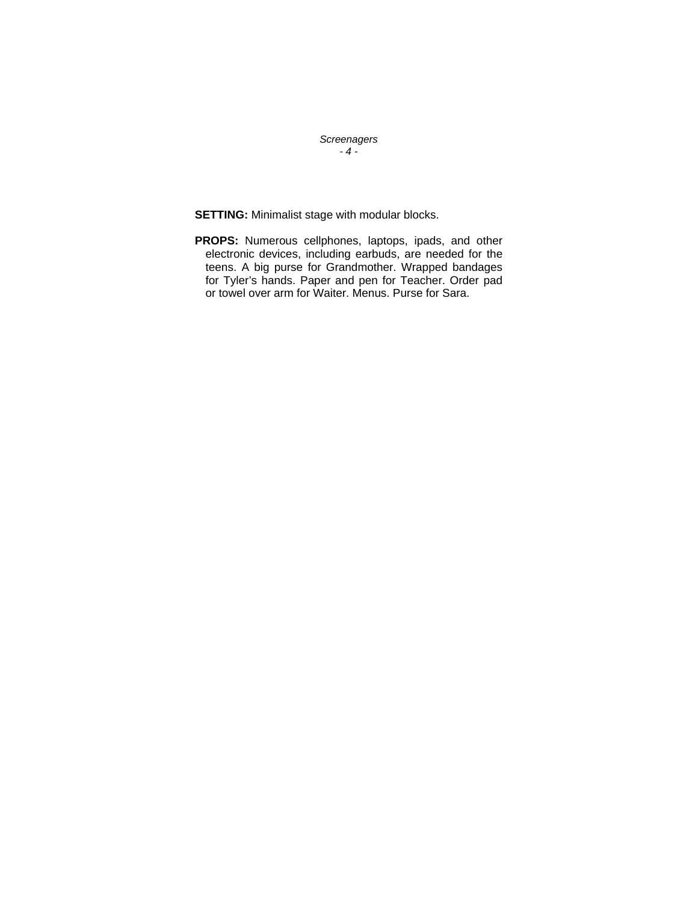**SETTING:** Minimalist stage with modular blocks.

**PROPS:** Numerous cellphones, laptops, ipads, and other electronic devices, including earbuds, are needed for the teens. A big purse for Grandmother. Wrapped bandages for Tyler's hands. Paper and pen for Teacher. Order pad or towel over arm for Waiter. Menus. Purse for Sara.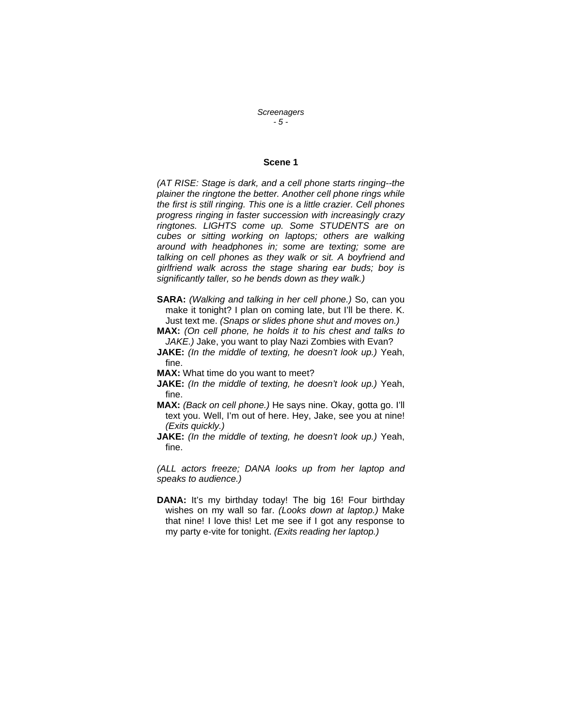## Scene 1

*(AT RISE: Stage is dark, and a cell phone starts ringing--the plainer the ringtone the better. Another cell phone rings while the first is still ringing. This one is a little crazier. Cell phones progress ringing in faster succession with increasingly crazy ringtones. LIGHTS come up. Some STUDENTS are on cubes or sitting working on laptops; others are walking around with headphones in; some are texting; some are talking on cell phones as they walk or sit. A boyfriend and girlfriend walk across the stage sharing ear buds; boy is significantly taller, so he bends down as they walk.)*

**SARA:** *(Walking and talking in her cell phone.)* So, can you make it tonight? I plan on coming late, but I'll be there. K. Just text me. *(Snaps or slides phone shut and moves on.)*

**MAX:** *(On cell phone, he holds it to his chest and talks to JAKE.)* Jake, you want to play Nazi Zombies with Evan?

**JAKE:** *(In the middle of texting, he doesn't look up.)* Yeah, fine.

**MAX:** What time do you want to meet?

**JAKE:** *(In the middle of texting, he doesn't look up.)* Yeah, fine.

**MAX:** *(Back on cell phone.)* He says nine. Okay, gotta go. I'll text you. Well, I'm out of here. Hey, Jake, see you at nine! *(Exits quickly.)*

**JAKE:** *(In the middle of texting, he doesn't look up.)* Yeah, fine.

*(ALL actors freeze; DANA looks up from her laptop and speaks to audience.)*

**DANA:** It's my birthday today! The big 16! Four birthday wishes on my wall so far. *(Looks down at laptop.)* Make that nine! I love this! Let me see if I got any response to my party e-vite for tonight. *(Exits reading her laptop.)*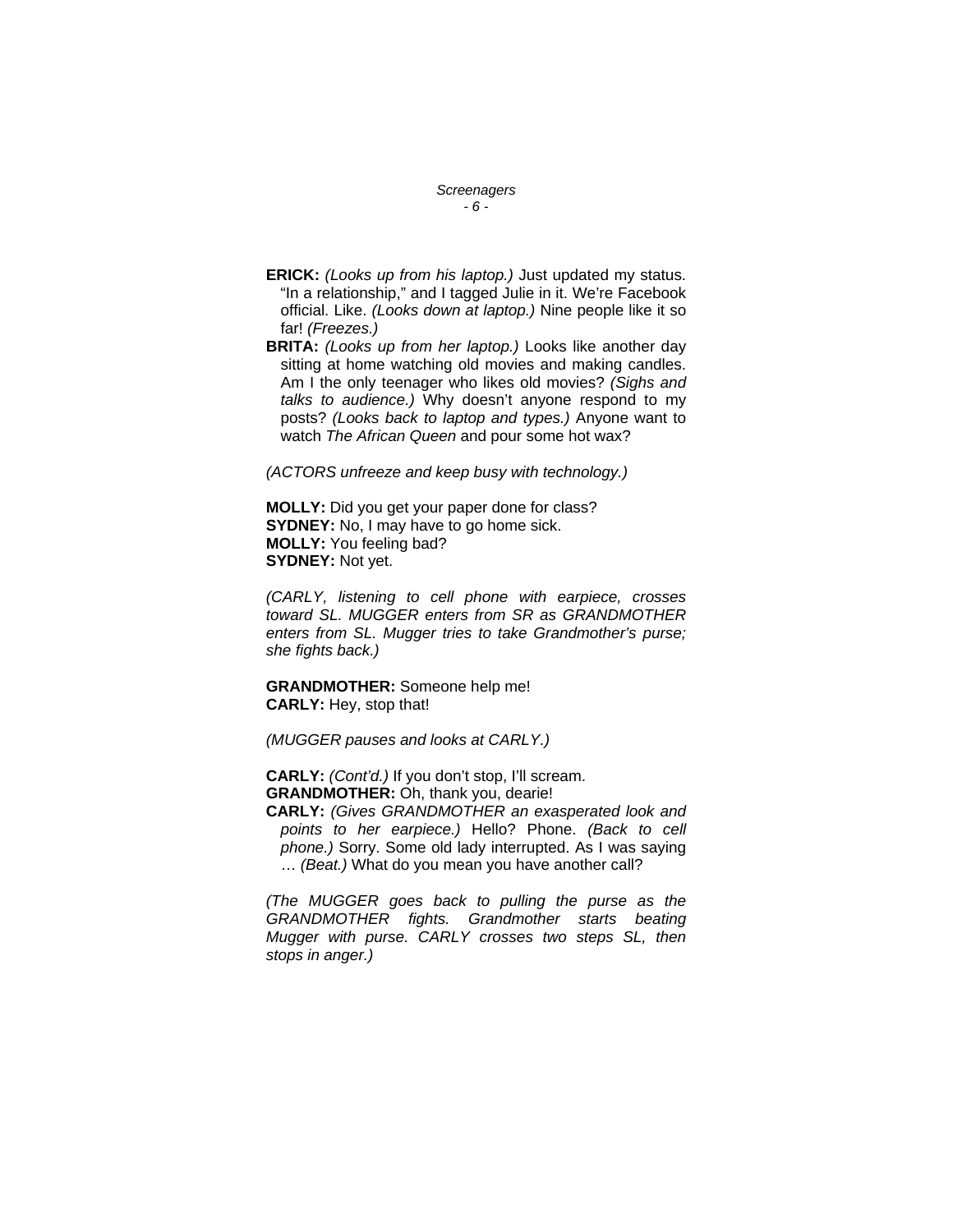**ERICK:** *(Looks up from his laptop.)* Just updated my status. "In a relationship," and I tagged Julie in it. We're Facebook official. Like. *(Looks down at laptop.)* Nine people like it so far! *(Freezes.)*

**BRITA:** *(Looks up from her laptop.)* Looks like another day sitting at home watching old movies and making candles. Am I the only teenager who likes old movies? *(Sighs and talks to audience.)* Why doesn't anyone respond to my posts? *(Looks back to laptop and types.)* Anyone want to watch *The African Queen* and pour some hot wax?

*(ACTORS unfreeze and keep busy with technology.)*

**MOLLY:** Did you get your paper done for class?
**SYDNEY:** No, I may have to go home sick.
**MOLLY:** You feeling bad?
**SYDNEY:** Not yet.

*(CARLY, listening to cell phone with earpiece, crosses toward SL. MUGGER enters from SR as GRANDMOTHER enters from SL. Mugger tries to take Grandmother's purse; she fights back.)*

**GRANDMOTHER:** Someone help me!
**CARLY:** Hey, stop that!

*(MUGGER pauses and looks at CARLY.)*

**CARLY:** *(Cont'd.)* If you don't stop, I'll scream.
**GRANDMOTHER:** Oh, thank you, dearie!
**CARLY:** *(Gives GRANDMOTHER an exasperated look and points to her earpiece.)* Hello? Phone. *(Back to cell phone.)* Sorry. Some old lady interrupted. As I was saying … *(Beat.)* What do you mean you have another call?

*(The MUGGER goes back to pulling the purse as the GRANDMOTHER fights. Grandmother starts beating Mugger with purse. CARLY crosses two steps SL, then stops in anger.)*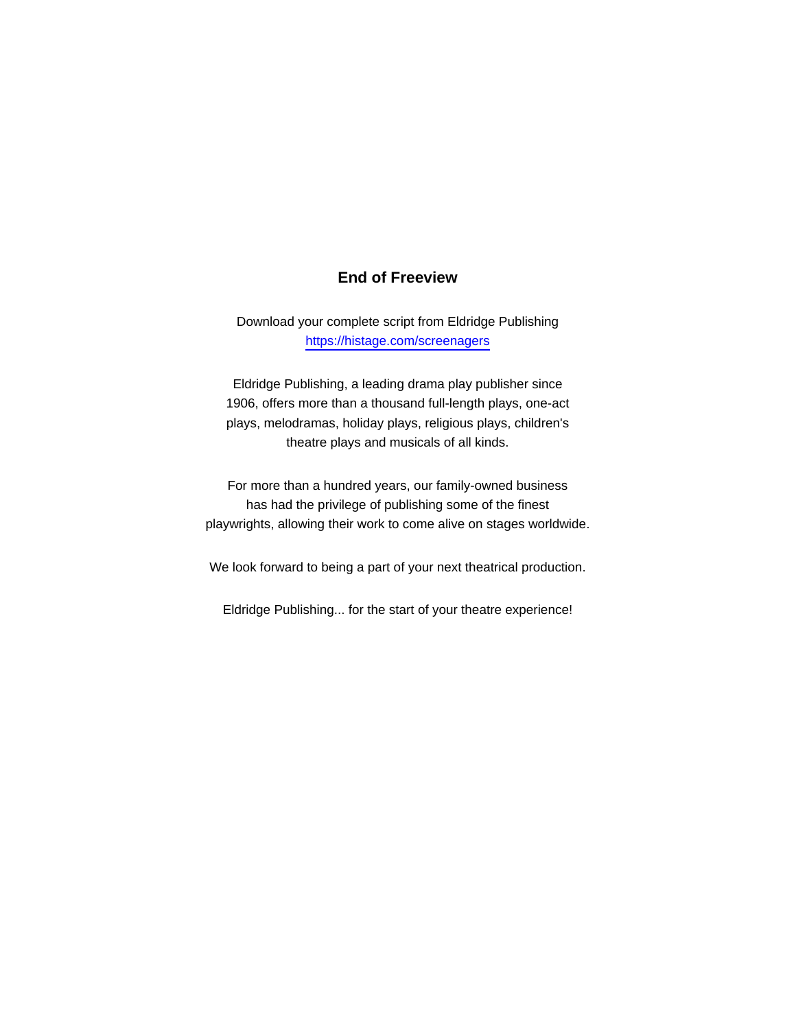## End of Freeview

Download your complete script from Eldridge Publishing
[https://histage.com/screenagers](https://histage.com/screenagers)

Eldridge Publishing, a leading drama play publisher since 1906, offers more than a thousand full-length plays, one-act plays, melodramas, holiday plays, religious plays, children's theatre plays and musicals of all kinds.

For more than a hundred years, our family-owned business has had the privilege of publishing some of the finest playwrights, allowing their work to come alive on stages worldwide.

We look forward to being a part of your next theatrical production.

Eldridge Publishing... for the start of your theatre experience!